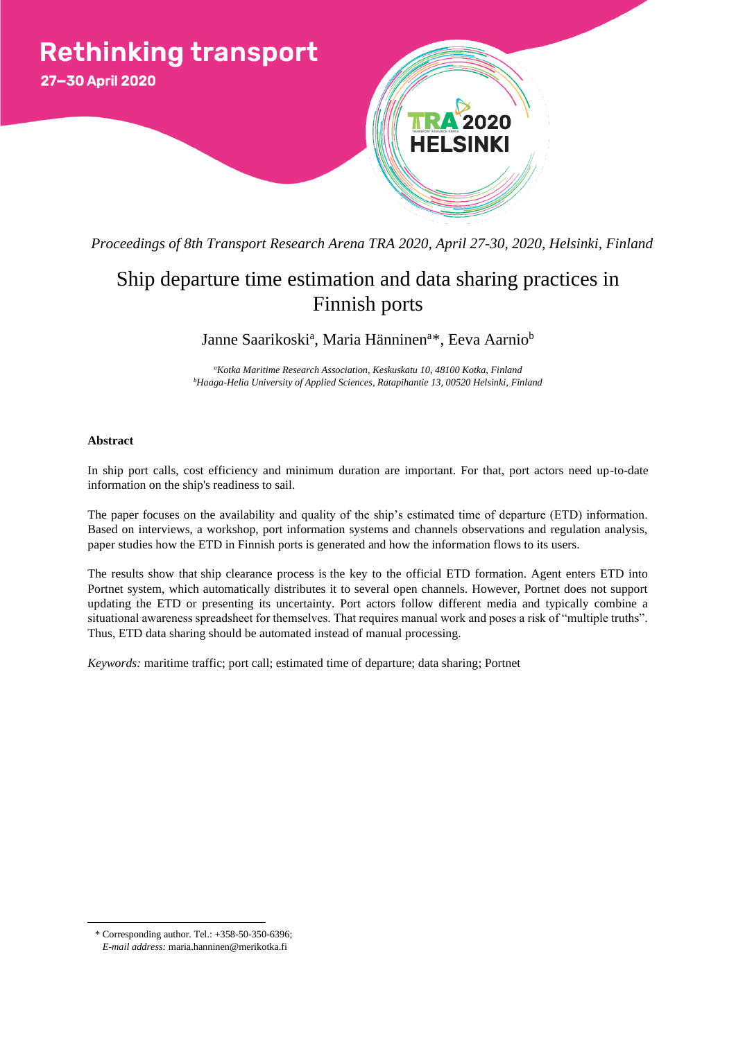*Proceedings of 8th Transport Research Arena TRA 2020, April 27-30, 2020, Helsinki, Finland*

# Ship departure time estimation and data sharing practices in Finnish ports

Janne Saarikoski[a], Maria Hänninen[a]*, Eeva Aarnio[b]

[a]*Kotka Maritime Research Association, Keskuskatu 10, 48100 Kotka, Finland*
[b]*Haaga-Helia University of Applied Sciences, Ratapihantie 13, 00520 Helsinki, Finland*

## Abstract

In ship port calls, cost efficiency and minimum duration are important. For that, port actors need up-to-date information on the ship's readiness to sail.

The paper focuses on the availability and quality of the ship's estimated time of departure (ETD) information. Based on interviews, a workshop, port information systems and channels observations and regulation analysis, paper studies how the ETD in Finnish ports is generated and how the information flows to its users.

The results show that ship clearance process is the key to the official ETD formation. Agent enters ETD into Portnet system, which automatically distributes it to several open channels. However, Portnet does not support updating the ETD or presenting its uncertainty. Port actors follow different media and typically combine a situational awareness spreadsheet for themselves. That requires manual work and poses a risk of "multiple truths". Thus, ETD data sharing should be automated instead of manual processing.

*Keywords:* maritime traffic; port call; estimated time of departure; data sharing; Portnet

---

* Corresponding author. Tel.: +358-50-350-6396;
*E-mail address:* maria.hanninen@merikotka.fi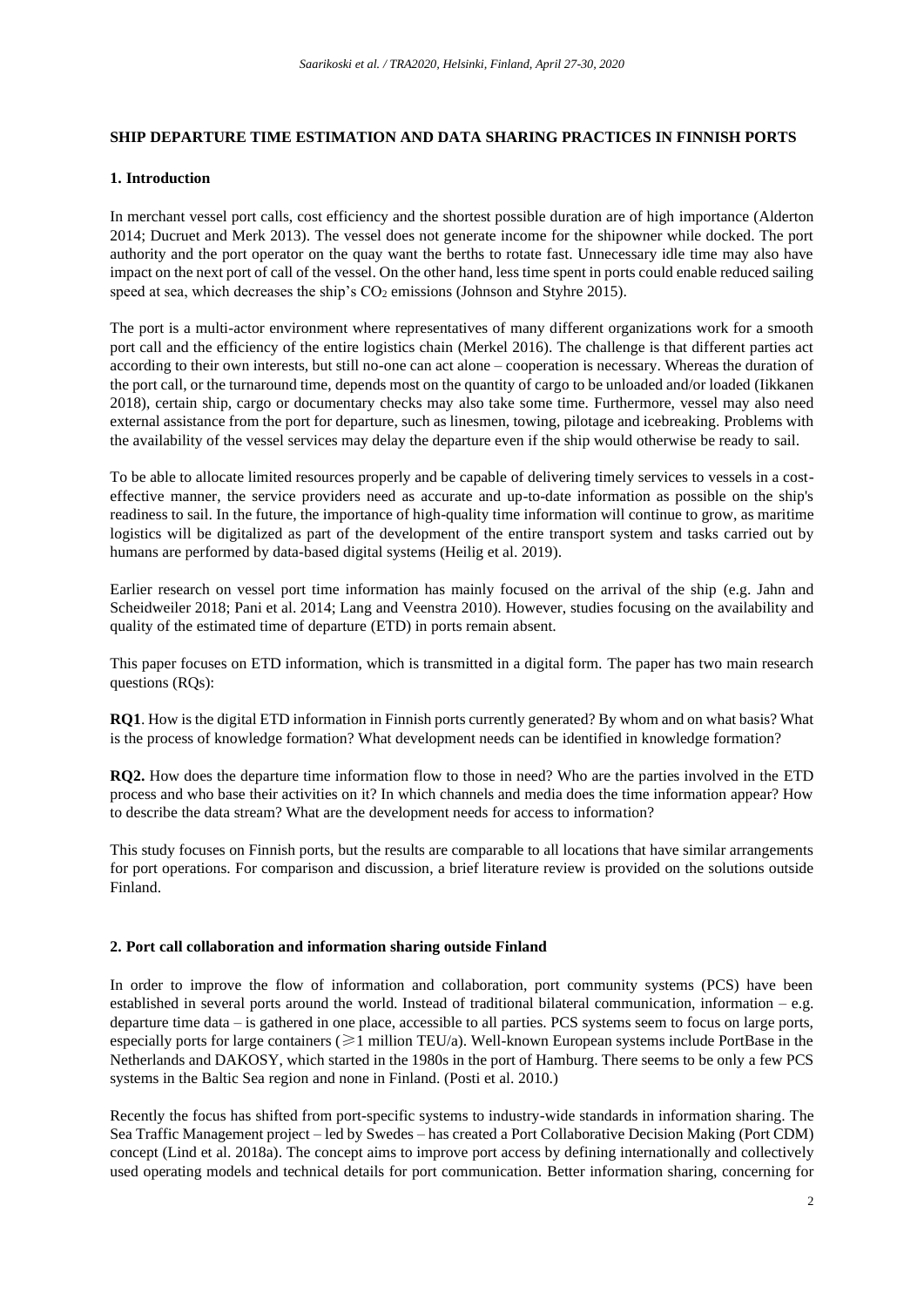## SHIP DEPARTURE TIME ESTIMATION AND DATA SHARING PRACTICES IN FINNISH PORTS

### 1. Introduction

In merchant vessel port calls, cost efficiency and the shortest possible duration are of high importance (Alderton 2014; Ducruet and Merk 2013). The vessel does not generate income for the shipowner while docked. The port authority and the port operator on the quay want the berths to rotate fast. Unnecessary idle time may also have impact on the next port of call of the vessel. On the other hand, less time spent in ports could enable reduced sailing speed at sea, which decreases the ship's $CO_2$ emissions (Johnson and Styhre 2015).

The port is a multi-actor environment where representatives of many different organizations work for a smooth port call and the efficiency of the entire logistics chain (Merkel 2016). The challenge is that different parties act according to their own interests, but still no-one can act alone – cooperation is necessary. Whereas the duration of the port call, or the turnaround time, depends most on the quantity of cargo to be unloaded and/or loaded (Iikkanen 2018), certain ship, cargo or documentary checks may also take some time. Furthermore, vessel may also need external assistance from the port for departure, such as linesmen, towing, pilotage and icebreaking. Problems with the availability of the vessel services may delay the departure even if the ship would otherwise be ready to sail.

To be able to allocate limited resources properly and be capable of delivering timely services to vessels in a cost-effective manner, the service providers need as accurate and up-to-date information as possible on the ship's readiness to sail. In the future, the importance of high-quality time information will continue to grow, as maritime logistics will be digitalized as part of the development of the entire transport system and tasks carried out by humans are performed by data-based digital systems (Heilig et al. 2019).

Earlier research on vessel port time information has mainly focused on the arrival of the ship (e.g. Jahn and Scheidweiler 2018; Pani et al. 2014; Lang and Veenstra 2010). However, studies focusing on the availability and quality of the estimated time of departure (ETD) in ports remain absent.

This paper focuses on ETD information, which is transmitted in a digital form. The paper has two main research questions (RQs):

**RQ1**. How is the digital ETD information in Finnish ports currently generated? By whom and on what basis? What is the process of knowledge formation? What development needs can be identified in knowledge formation?

**RQ2.** How does the departure time information flow to those in need? Who are the parties involved in the ETD process and who base their activities on it? In which channels and media does the time information appear? How to describe the data stream? What are the development needs for access to information?

This study focuses on Finnish ports, but the results are comparable to all locations that have similar arrangements for port operations. For comparison and discussion, a brief literature review is provided on the solutions outside Finland.

### 2. Port call collaboration and information sharing outside Finland

In order to improve the flow of information and collaboration, port community systems (PCS) have been established in several ports around the world. Instead of traditional bilateral communication, information – e.g. departure time data – is gathered in one place, accessible to all parties. PCS systems seem to focus on large ports, especially ports for large containers ($\geqslant$1 million TEU/a). Well-known European systems include PortBase in the Netherlands and DAKOSY, which started in the 1980s in the port of Hamburg. There seems to be only a few PCS systems in the Baltic Sea region and none in Finland. (Posti et al. 2010.)

Recently the focus has shifted from port-specific systems to industry-wide standards in information sharing. The Sea Traffic Management project – led by Swedes – has created a Port Collaborative Decision Making (Port CDM) concept (Lind et al. 2018a). The concept aims to improve port access by defining internationally and collectively used operating models and technical details for port communication. Better information sharing, concerning for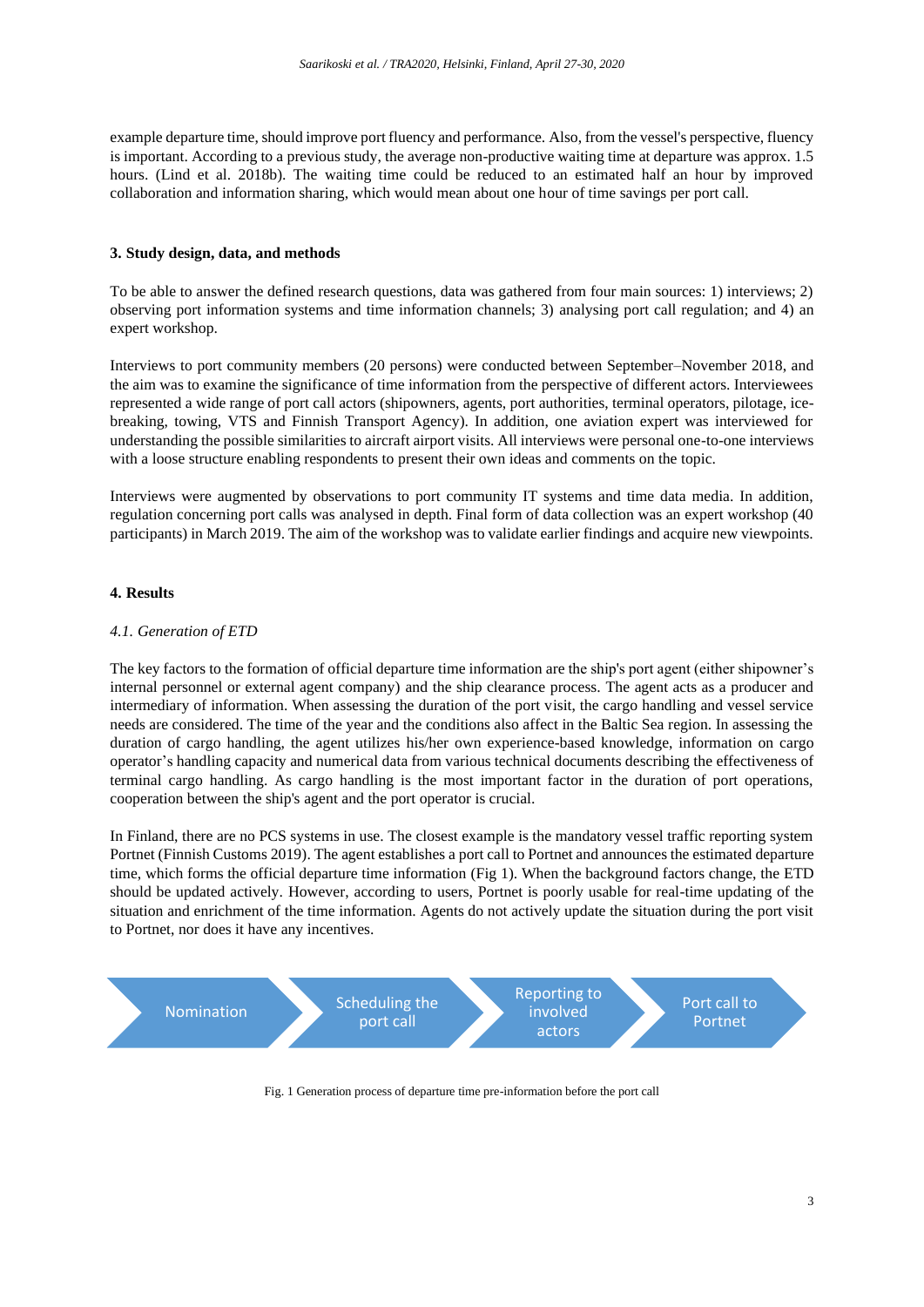example departure time, should improve port fluency and performance. Also, from the vessel's perspective, fluency is important. According to a previous study, the average non-productive waiting time at departure was approx. 1.5 hours. (Lind et al. 2018b). The waiting time could be reduced to an estimated half an hour by improved collaboration and information sharing, which would mean about one hour of time savings per port call.

## 3. Study design, data, and methods

To be able to answer the defined research questions, data was gathered from four main sources: 1) interviews; 2) observing port information systems and time information channels; 3) analysing port call regulation; and 4) an expert workshop.

Interviews to port community members (20 persons) were conducted between September–November 2018, and the aim was to examine the significance of time information from the perspective of different actors. Interviewees represented a wide range of port call actors (shipowners, agents, port authorities, terminal operators, pilotage, ice-breaking, towing, VTS and Finnish Transport Agency). In addition, one aviation expert was interviewed for understanding the possible similarities to aircraft airport visits. All interviews were personal one-to-one interviews with a loose structure enabling respondents to present their own ideas and comments on the topic.

Interviews were augmented by observations to port community IT systems and time data media. In addition, regulation concerning port calls was analysed in depth. Final form of data collection was an expert workshop (40 participants) in March 2019. The aim of the workshop was to validate earlier findings and acquire new viewpoints.

## 4. Results

### *4.1. Generation of ETD*

The key factors to the formation of official departure time information are the ship's port agent (either shipowner's internal personnel or external agent company) and the ship clearance process. The agent acts as a producer and intermediary of information. When assessing the duration of the port visit, the cargo handling and vessel service needs are considered. The time of the year and the conditions also affect in the Baltic Sea region. In assessing the duration of cargo handling, the agent utilizes his/her own experience-based knowledge, information on cargo operator's handling capacity and numerical data from various technical documents describing the effectiveness of terminal cargo handling. As cargo handling is the most important factor in the duration of port operations, cooperation between the ship's agent and the port operator is crucial.

In Finland, there are no PCS systems in use. The closest example is the mandatory vessel traffic reporting system Portnet (Finnish Customs 2019). The agent establishes a port call to Portnet and announces the estimated departure time, which forms the official departure time information (Fig 1). When the background factors change, the ETD should be updated actively. However, according to users, Portnet is poorly usable for real-time updating of the situation and enrichment of the time information. Agents do not actively update the situation during the port visit to Portnet, nor does it have any incentives.

Nomination → Scheduling the port call → Reporting to involved actors → Port call to Portnet

Fig. 1 Generation process of departure time pre-information before the port call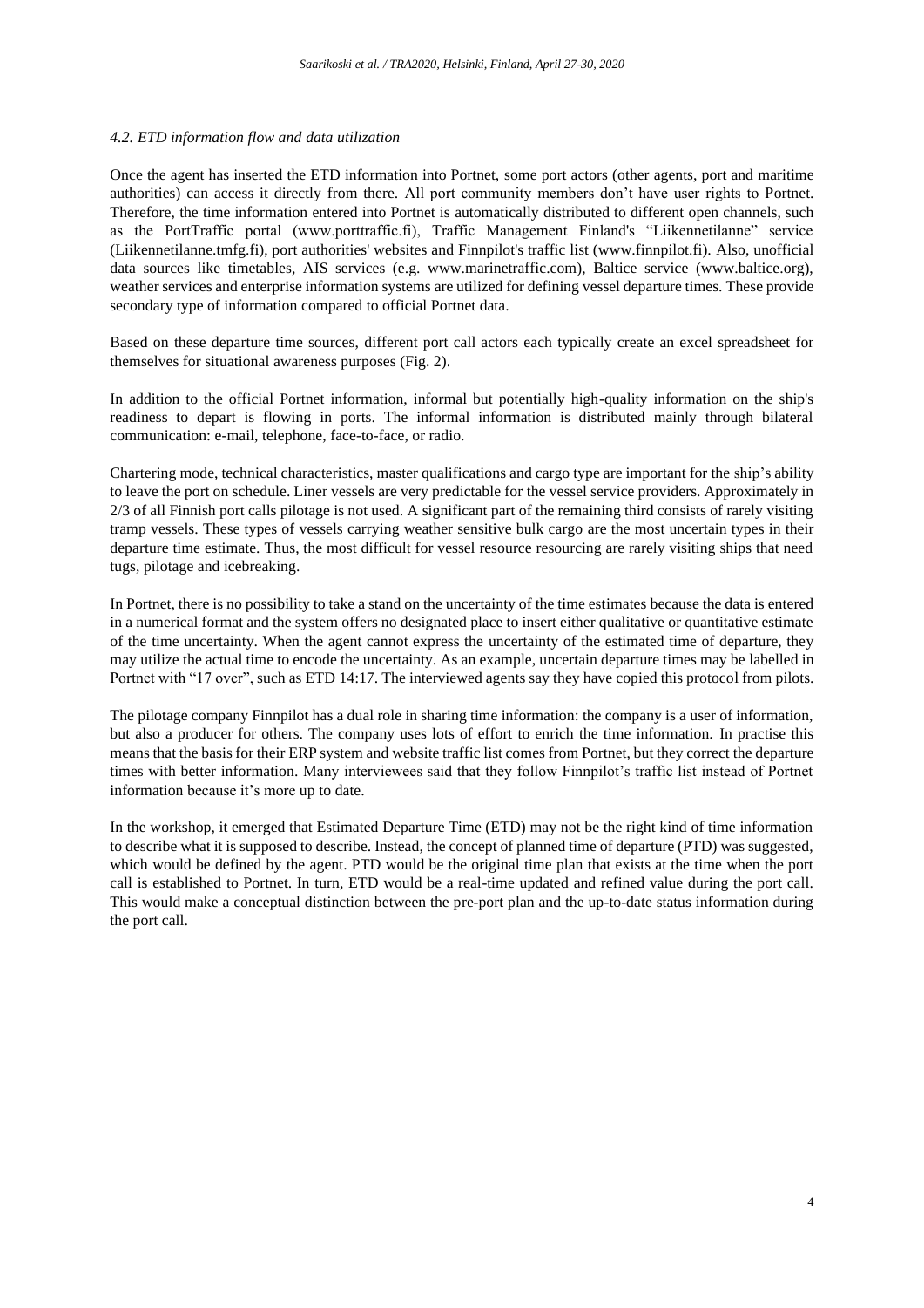### *4.2. ETD information flow and data utilization*

Once the agent has inserted the ETD information into Portnet, some port actors (other agents, port and maritime authorities) can access it directly from there. All port community members don't have user rights to Portnet. Therefore, the time information entered into Portnet is automatically distributed to different open channels, such as the PortTraffic portal (www.porttraffic.fi), Traffic Management Finland's "Liikennetilanne" service (Liikennetilanne.tmfg.fi), port authorities' websites and Finnpilot's traffic list (www.finnpilot.fi). Also, unofficial data sources like timetables, AIS services (e.g. www.marinetraffic.com), Baltice service (www.baltice.org), weather services and enterprise information systems are utilized for defining vessel departure times. These provide secondary type of information compared to official Portnet data.

Based on these departure time sources, different port call actors each typically create an excel spreadsheet for themselves for situational awareness purposes (Fig. 2).

In addition to the official Portnet information, informal but potentially high-quality information on the ship's readiness to depart is flowing in ports. The informal information is distributed mainly through bilateral communication: e-mail, telephone, face-to-face, or radio.

Chartering mode, technical characteristics, master qualifications and cargo type are important for the ship's ability to leave the port on schedule. Liner vessels are very predictable for the vessel service providers. Approximately in 2/3 of all Finnish port calls pilotage is not used. A significant part of the remaining third consists of rarely visiting tramp vessels. These types of vessels carrying weather sensitive bulk cargo are the most uncertain types in their departure time estimate. Thus, the most difficult for vessel resource resourcing are rarely visiting ships that need tugs, pilotage and icebreaking.

In Portnet, there is no possibility to take a stand on the uncertainty of the time estimates because the data is entered in a numerical format and the system offers no designated place to insert either qualitative or quantitative estimate of the time uncertainty. When the agent cannot express the uncertainty of the estimated time of departure, they may utilize the actual time to encode the uncertainty. As an example, uncertain departure times may be labelled in Portnet with "17 over", such as ETD 14:17. The interviewed agents say they have copied this protocol from pilots.

The pilotage company Finnpilot has a dual role in sharing time information: the company is a user of information, but also a producer for others. The company uses lots of effort to enrich the time information. In practise this means that the basis for their ERP system and website traffic list comes from Portnet, but they correct the departure times with better information. Many interviewees said that they follow Finnpilot's traffic list instead of Portnet information because it's more up to date.

In the workshop, it emerged that Estimated Departure Time (ETD) may not be the right kind of time information to describe what it is supposed to describe. Instead, the concept of planned time of departure (PTD) was suggested, which would be defined by the agent. PTD would be the original time plan that exists at the time when the port call is established to Portnet. In turn, ETD would be a real-time updated and refined value during the port call. This would make a conceptual distinction between the pre-port plan and the up-to-date status information during the port call.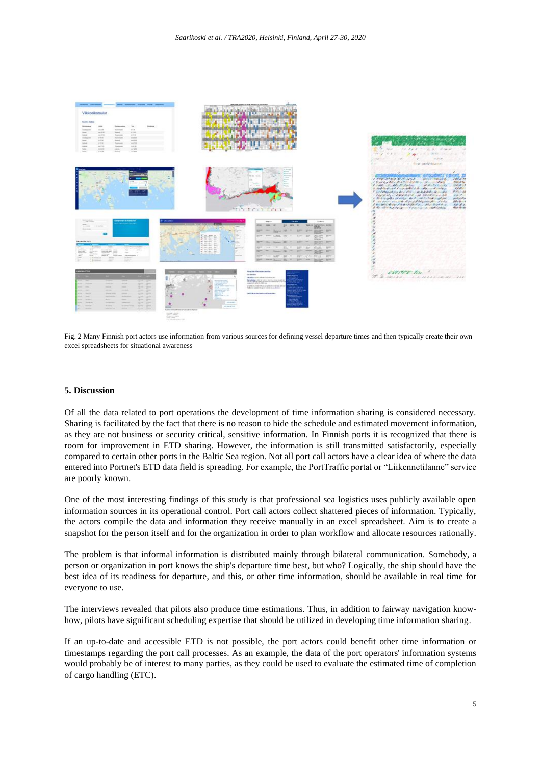Fig. 2 Many Finnish port actors use information from various sources for defining vessel departure times and then typically create their own excel spreadsheets for situational awareness

## 5. Discussion

Of all the data related to port operations the development of time information sharing is considered necessary. Sharing is facilitated by the fact that there is no reason to hide the schedule and estimated movement information, as they are not business or security critical, sensitive information. In Finnish ports it is recognized that there is room for improvement in ETD sharing. However, the information is still transmitted satisfactorily, especially compared to certain other ports in the Baltic Sea region. Not all port call actors have a clear idea of where the data entered into Portnet's ETD data field is spreading. For example, the PortTraffic portal or "Liikennetilanne" service are poorly known.

One of the most interesting findings of this study is that professional sea logistics uses publicly available open information sources in its operational control. Port call actors collect shattered pieces of information. Typically, the actors compile the data and information they receive manually in an excel spreadsheet. Aim is to create a snapshot for the person itself and for the organization in order to plan workflow and allocate resources rationally.

The problem is that informal information is distributed mainly through bilateral communication. Somebody, a person or organization in port knows the ship's departure time best, but who? Logically, the ship should have the best idea of its readiness for departure, and this, or other time information, should be available in real time for everyone to use.

The interviews revealed that pilots also produce time estimations. Thus, in addition to fairway navigation know-how, pilots have significant scheduling expertise that should be utilized in developing time information sharing.

If an up-to-date and accessible ETD is not possible, the port actors could benefit other time information or timestamps regarding the port call processes. As an example, the data of the port operators' information systems would probably be of interest to many parties, as they could be used to evaluate the estimated time of completion of cargo handling (ETC).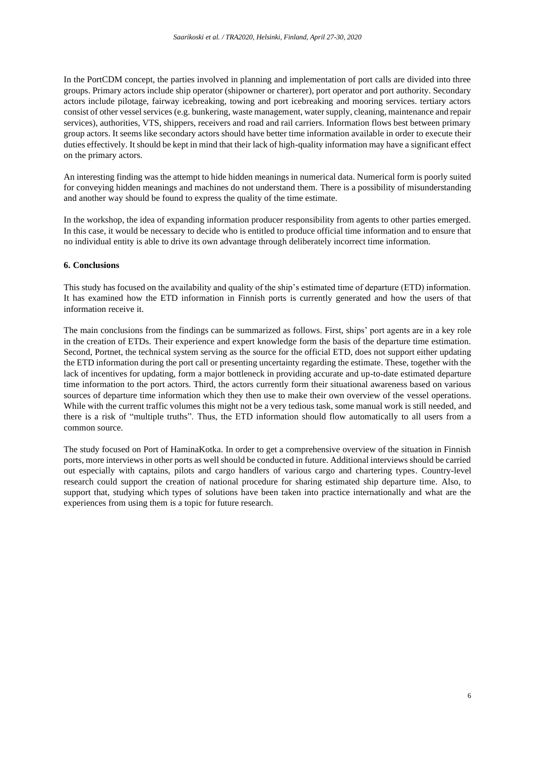In the PortCDM concept, the parties involved in planning and implementation of port calls are divided into three groups. Primary actors include ship operator (shipowner or charterer), port operator and port authority. Secondary actors include pilotage, fairway icebreaking, towing and port icebreaking and mooring services. tertiary actors consist of other vessel services (e.g. bunkering, waste management, water supply, cleaning, maintenance and repair services), authorities, VTS, shippers, receivers and road and rail carriers. Information flows best between primary group actors. It seems like secondary actors should have better time information available in order to execute their duties effectively. It should be kept in mind that their lack of high-quality information may have a significant effect on the primary actors.

An interesting finding was the attempt to hide hidden meanings in numerical data. Numerical form is poorly suited for conveying hidden meanings and machines do not understand them. There is a possibility of misunderstanding and another way should be found to express the quality of the time estimate.

In the workshop, the idea of expanding information producer responsibility from agents to other parties emerged. In this case, it would be necessary to decide who is entitled to produce official time information and to ensure that no individual entity is able to drive its own advantage through deliberately incorrect time information.

## 6. Conclusions

This study has focused on the availability and quality of the ship's estimated time of departure (ETD) information. It has examined how the ETD information in Finnish ports is currently generated and how the users of that information receive it.

The main conclusions from the findings can be summarized as follows. First, ships' port agents are in a key role in the creation of ETDs. Their experience and expert knowledge form the basis of the departure time estimation. Second, Portnet, the technical system serving as the source for the official ETD, does not support either updating the ETD information during the port call or presenting uncertainty regarding the estimate. These, together with the lack of incentives for updating, form a major bottleneck in providing accurate and up-to-date estimated departure time information to the port actors. Third, the actors currently form their situational awareness based on various sources of departure time information which they then use to make their own overview of the vessel operations. While with the current traffic volumes this might not be a very tedious task, some manual work is still needed, and there is a risk of "multiple truths". Thus, the ETD information should flow automatically to all users from a common source.

The study focused on Port of HaminaKotka. In order to get a comprehensive overview of the situation in Finnish ports, more interviews in other ports as well should be conducted in future. Additional interviews should be carried out especially with captains, pilots and cargo handlers of various cargo and chartering types. Country-level research could support the creation of national procedure for sharing estimated ship departure time. Also, to support that, studying which types of solutions have been taken into practice internationally and what are the experiences from using them is a topic for future research.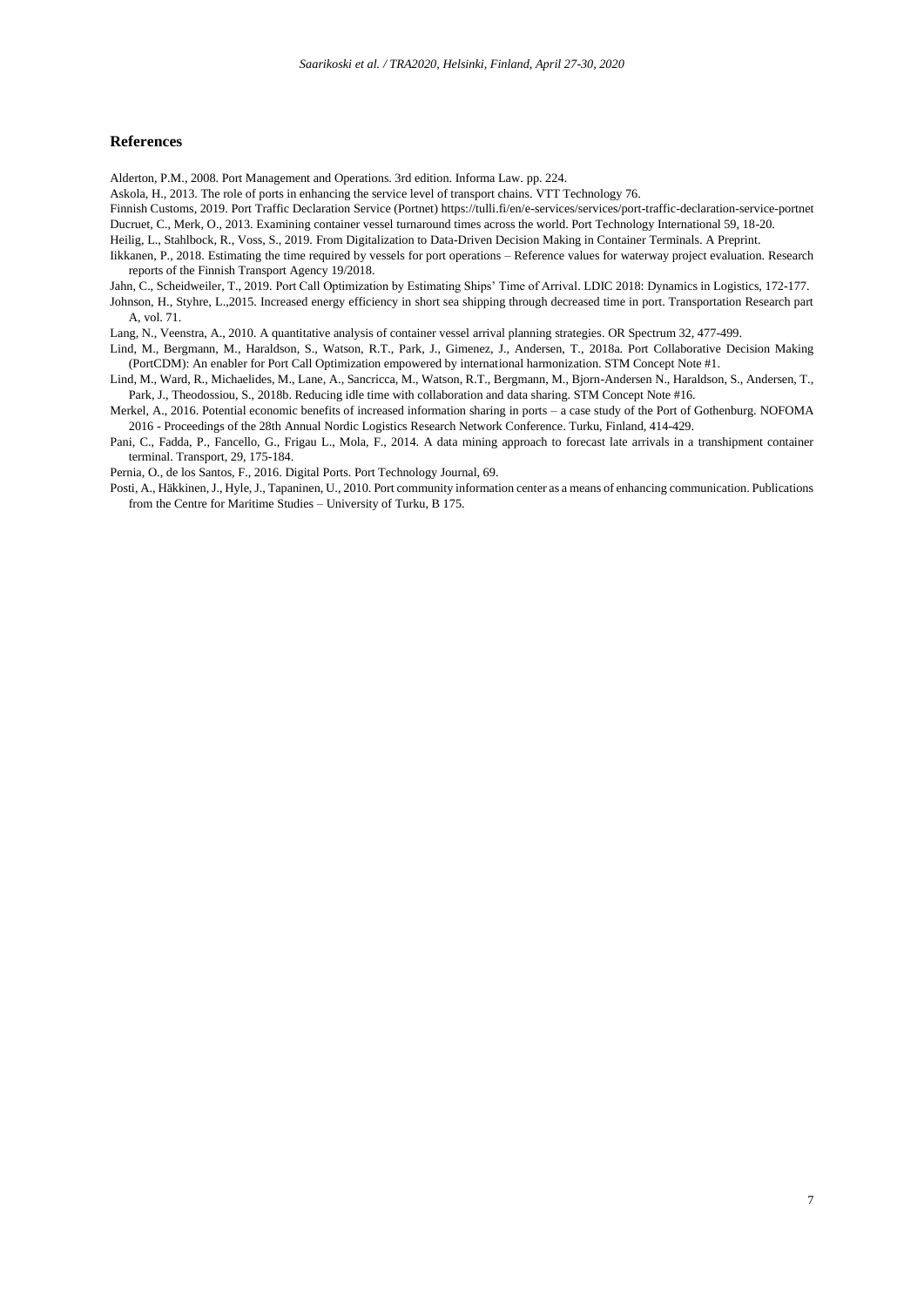## References

Alderton, P.M., 2008. Port Management and Operations. 3rd edition. Informa Law. pp. 224.

Askola, H., 2013. The role of ports in enhancing the service level of transport chains. VTT Technology 76.

Finnish Customs, 2019. Port Traffic Declaration Service (Portnet) https://tulli.fi/en/e-services/services/port-traffic-declaration-service-portnet

Ducruet, C., Merk, O., 2013. Examining container vessel turnaround times across the world. Port Technology International 59, 18-20.

Heilig, L., Stahlbock, R., Voss, S., 2019. From Digitalization to Data-Driven Decision Making in Container Terminals. A Preprint.

Iikkanen, P., 2018. Estimating the time required by vessels for port operations – Reference values for waterway project evaluation. Research reports of the Finnish Transport Agency 19/2018.

Jahn, C., Scheidweiler, T., 2019. Port Call Optimization by Estimating Ships' Time of Arrival. LDIC 2018: Dynamics in Logistics, 172-177.

Johnson, H., Styhre, L.,2015. Increased energy efficiency in short sea shipping through decreased time in port. Transportation Research part A, vol. 71.

Lang, N., Veenstra, A., 2010. A quantitative analysis of container vessel arrival planning strategies. OR Spectrum 32, 477-499.

Lind, M., Bergmann, M., Haraldson, S., Watson, R.T., Park, J., Gimenez, J., Andersen, T., 2018a. Port Collaborative Decision Making (PortCDM): An enabler for Port Call Optimization empowered by international harmonization. STM Concept Note #1.

Lind, M., Ward, R., Michaelides, M., Lane, A., Sancricca, M., Watson, R.T., Bergmann, M., Bjorn-Andersen N., Haraldson, S., Andersen, T., Park, J., Theodossiou, S., 2018b. Reducing idle time with collaboration and data sharing. STM Concept Note #16.

Merkel, A., 2016. Potential economic benefits of increased information sharing in ports – a case study of the Port of Gothenburg. NOFOMA 2016 - Proceedings of the 28th Annual Nordic Logistics Research Network Conference. Turku, Finland, 414-429.

Pani, C., Fadda, P., Fancello, G., Frigau L., Mola, F., 2014. A data mining approach to forecast late arrivals in a transhipment container terminal. Transport, 29, 175-184.

Pernia, O., de los Santos, F., 2016. Digital Ports. Port Technology Journal, 69.

Posti, A., Häkkinen, J., Hyle, J., Tapaninen, U., 2010. Port community information center as a means of enhancing communication. Publications from the Centre for Maritime Studies – University of Turku, B 175.